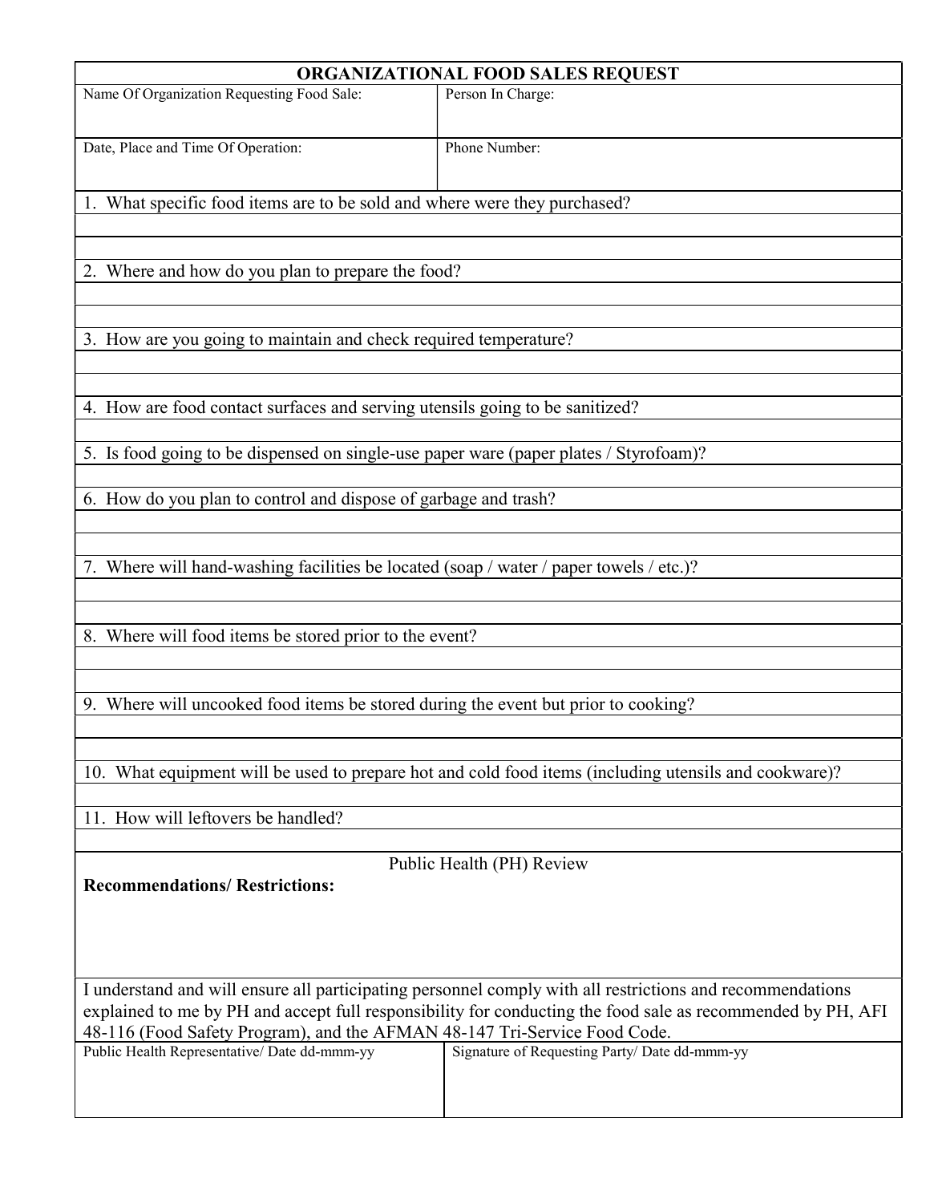# ORGANIZATIONAL FOOD SALES REQUEST

| Name Of Organization Requesting Food Sale: | Person In Charge: |
|---|---|
| Date, Place and Time Of Operation: | Phone Number: |

1. What specific food items are to be sold and where were they purchased?

2. Where and how do you plan to prepare the food?

3. How are you going to maintain and check required temperature?

4. How are food contact surfaces and serving utensils going to be sanitized?

5. Is food going to be dispensed on single-use paper ware (paper plates / Styrofoam)?

6. How do you plan to control and dispose of garbage and trash?

7. Where will hand-washing facilities be located (soap / water / paper towels / etc.)?

8. Where will food items be stored prior to the event?

9. Where will uncooked food items be stored during the event but prior to cooking?

10. What equipment will be used to prepare hot and cold food items (including utensils and cookware)?

11. How will leftovers be handled?

## Public Health (PH) Review

**Recommendations/ Restrictions:**

I understand and will ensure all participating personnel comply with all restrictions and recommendations explained to me by PH and accept full responsibility for conducting the food sale as recommended by PH, AFI 48-116 (Food Safety Program), and the AFMAN 48-147 Tri-Service Food Code.

| Public Health Representative/ Date dd-mmm-yy | Signature of Requesting Party/ Date dd-mmm-yy |
|---|---|
| | |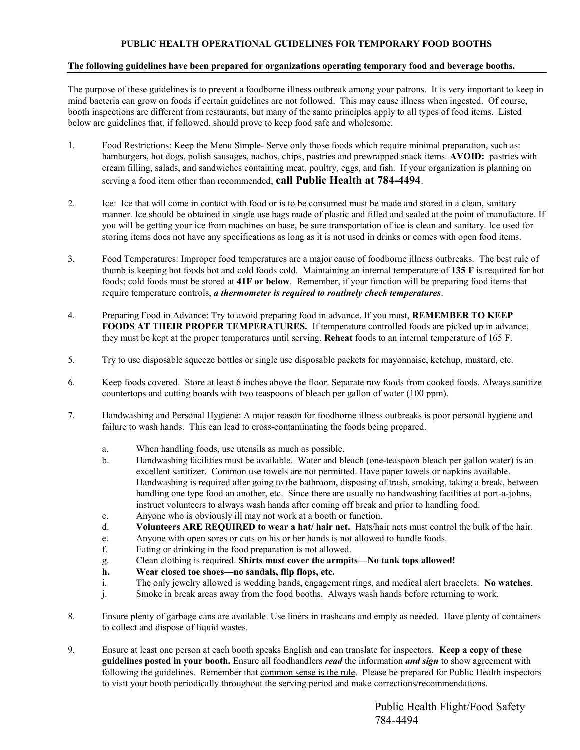**PUBLIC HEALTH OPERATIONAL GUIDELINES FOR TEMPORARY FOOD BOOTHS**

**The following guidelines have been prepared for organizations operating temporary food and beverage booths.**

The purpose of these guidelines is to prevent a foodborne illness outbreak among your patrons. It is very important to keep in mind bacteria can grow on foods if certain guidelines are not followed. This may cause illness when ingested. Of course, booth inspections are different from restaurants, but many of the same principles apply to all types of food items. Listed below are guidelines that, if followed, should prove to keep food safe and wholesome.

1. Food Restrictions: Keep the Menu Simple- Serve only those foods which require minimal preparation, such as: hamburgers, hot dogs, polish sausages, nachos, chips, pastries and prewrapped snack items. **AVOID:** pastries with cream filling, salads, and sandwiches containing meat, poultry, eggs, and fish. If your organization is planning on serving a food item other than recommended, **call Public Health at 784-4494**.

2. Ice: Ice that will come in contact with food or is to be consumed must be made and stored in a clean, sanitary manner. Ice should be obtained in single use bags made of plastic and filled and sealed at the point of manufacture. If you will be getting your ice from machines on base, be sure transportation of ice is clean and sanitary. Ice used for storing items does not have any specifications as long as it is not used in drinks or comes with open food items.

3. Food Temperatures: Improper food temperatures are a major cause of foodborne illness outbreaks. The best rule of thumb is keeping hot foods hot and cold foods cold. Maintaining an internal temperature of **135 F** is required for hot foods; cold foods must be stored at **41F or below**. Remember, if your function will be preparing food items that require temperature controls, ***a thermometer is required to routinely check temperatures***.

4. Preparing Food in Advance: Try to avoid preparing food in advance. If you must, **REMEMBER TO KEEP FOODS AT THEIR PROPER TEMPERATURES.** If temperature controlled foods are picked up in advance, they must be kept at the proper temperatures until serving. **Reheat** foods to an internal temperature of 165 F.

5. Try to use disposable squeeze bottles or single use disposable packets for mayonnaise, ketchup, mustard, etc.

6. Keep foods covered. Store at least 6 inches above the floor. Separate raw foods from cooked foods. Always sanitize countertops and cutting boards with two teaspoons of bleach per gallon of water (100 ppm).

7. Handwashing and Personal Hygiene: A major reason for foodborne illness outbreaks is poor personal hygiene and failure to wash hands. This can lead to cross-contaminating the foods being prepared.

    a. When handling foods, use utensils as much as possible.
    b. Handwashing facilities must be available. Water and bleach (one-teaspoon bleach per gallon water) is an excellent sanitizer. Common use towels are not permitted. Have paper towels or napkins available. Handwashing is required after going to the bathroom, disposing of trash, smoking, taking a break, between handling one type food an another, etc. Since there are usually no handwashing facilities at port-a-johns, instruct volunteers to always wash hands after coming off break and prior to handling food.
    c. Anyone who is obviously ill may not work at a booth or function.
    d. **Volunteers ARE REQUIRED to wear a hat/ hair net.** Hats/hair nets must control the bulk of the hair.
    e. Anyone with open sores or cuts on his or her hands is not allowed to handle foods.
    f. Eating or drinking in the food preparation is not allowed.
    g. Clean clothing is required. **Shirts must cover the armpits—No tank tops allowed!**
    h. **Wear closed toe shoes—no sandals, flip flops, etc.**
    i. The only jewelry allowed is wedding bands, engagement rings, and medical alert bracelets. **No watches**.
    j. Smoke in break areas away from the food booths. Always wash hands before returning to work.

8. Ensure plenty of garbage cans are available. Use liners in trashcans and empty as needed. Have plenty of containers to collect and dispose of liquid wastes.

9. Ensure at least one person at each booth speaks English and can translate for inspectors. **Keep a copy of these guidelines posted in your booth.** Ensure all foodhandlers ***read*** the information ***and sign*** to show agreement with following the guidelines. Remember that common sense is the rule. Please be prepared for Public Health inspectors to visit your booth periodically throughout the serving period and make corrections/recommendations.

Public Health Flight/Food Safety
784-4494